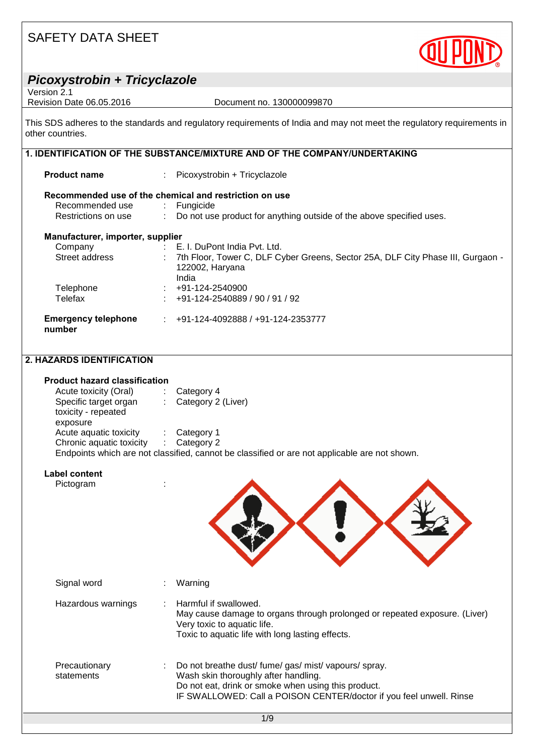# SAFETY DATA SHEET

## *Picoxystrobin + Tricyclazole*

Version 2.1
Revision Date 06.05.2016 Document no. 130000099870

This SDS adheres to the standards and regulatory requirements of India and may not meet the regulatory requirements in other countries.

## 1. IDENTIFICATION OF THE SUBSTANCE/MIXTURE AND OF THE COMPANY/UNDERTAKING

**Product name** : Picoxystrobin + Tricyclazole

**Recommended use of the chemical and restriction on use**

Recommended use : Fungicide
Restrictions on use : Do not use product for anything outside of the above specified uses.

**Manufacturer, importer, supplier**

Company : E. I. DuPont India Pvt. Ltd.
Street address : 7th Floor, Tower C, DLF Cyber Greens, Sector 25A, DLF City Phase III, Gurgaon - 122002, Haryana
India
Telephone : +91-124-2540900
Telefax : +91-124-2540889 / 90 / 91 / 92

**Emergency telephone number** : +91-124-4092888 / +91-124-2353777

## 2. HAZARDS IDENTIFICATION

**Product hazard classification**

Acute toxicity (Oral) : Category 4
Specific target organ toxicity - repeated exposure : Category 2 (Liver)
Acute aquatic toxicity : Category 1
Chronic aquatic toxicity : Category 2
Endpoints which are not classified, cannot be classified or are not applicable are not shown.

**Label content**

Pictogram :

Signal word : Warning

Hazardous warnings : Harmful if swallowed.
May cause damage to organs through prolonged or repeated exposure. (Liver)
Very toxic to aquatic life.
Toxic to aquatic life with long lasting effects.

Precautionary statements : Do not breathe dust/ fume/ gas/ mist/ vapours/ spray.
Wash skin thoroughly after handling.
Do not eat, drink or smoke when using this product.
IF SWALLOWED: Call a POISON CENTER/doctor if you feel unwell. Rinse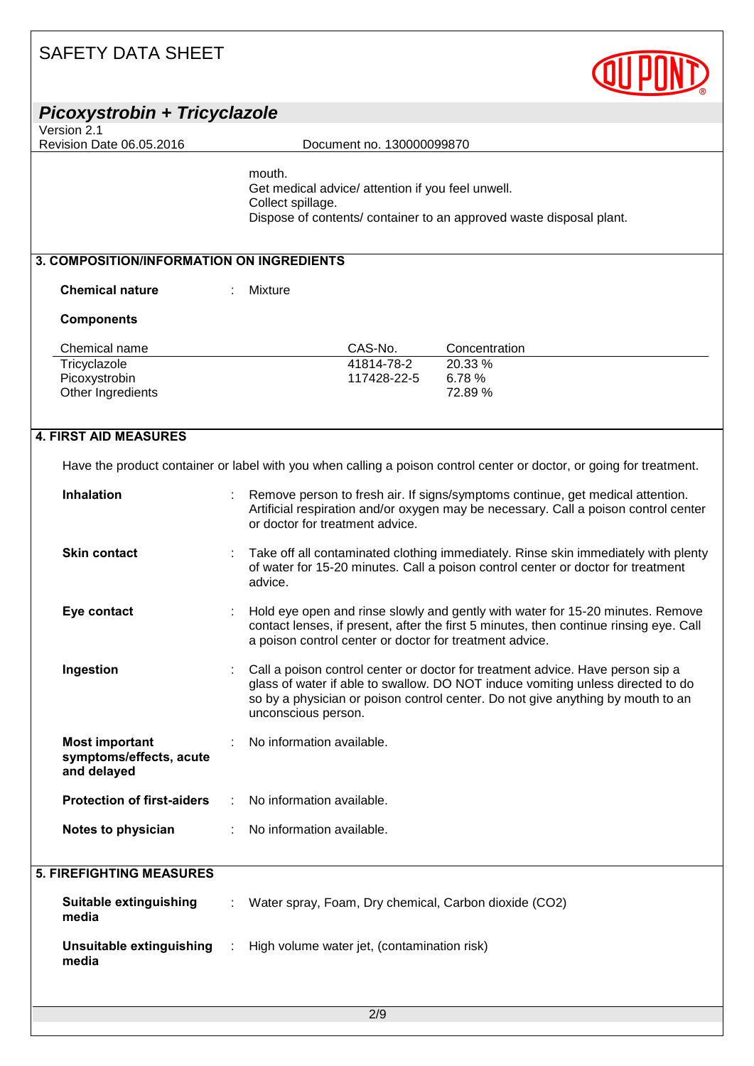mouth.
Get medical advice/ attention if you feel unwell.
Collect spillage.
Dispose of contents/ container to an approved waste disposal plant.

## 3. COMPOSITION/INFORMATION ON INGREDIENTS

**Chemical nature** : Mixture

**Components**

| Chemical name | CAS-No. | Concentration |
|---|---|---|
| Tricyclazole | 41814-78-2 | 20.33 % |
| Picoxystrobin | 117428-22-5 | 6.78 % |
| Other Ingredients | | 72.89 % |

## 4. FIRST AID MEASURES

Have the product container or label with you when calling a poison control center or doctor, or going for treatment.

**Inhalation** : Remove person to fresh air. If signs/symptoms continue, get medical attention. Artificial respiration and/or oxygen may be necessary. Call a poison control center or doctor for treatment advice.

**Skin contact** : Take off all contaminated clothing immediately. Rinse skin immediately with plenty of water for 15-20 minutes. Call a poison control center or doctor for treatment advice.

**Eye contact** : Hold eye open and rinse slowly and gently with water for 15-20 minutes. Remove contact lenses, if present, after the first 5 minutes, then continue rinsing eye. Call a poison control center or doctor for treatment advice.

**Ingestion** : Call a poison control center or doctor for treatment advice. Have person sip a glass of water if able to swallow. DO NOT induce vomiting unless directed to do so by a physician or poison control center. Do not give anything by mouth to an unconscious person.

**Most important symptoms/effects, acute and delayed** : No information available.

**Protection of first-aiders** : No information available.

**Notes to physician** : No information available.

## 5. FIREFIGHTING MEASURES

**Suitable extinguishing media** : Water spray, Foam, Dry chemical, Carbon dioxide ($CO_2$)

**Unsuitable extinguishing media** : High volume water jet, (contamination risk)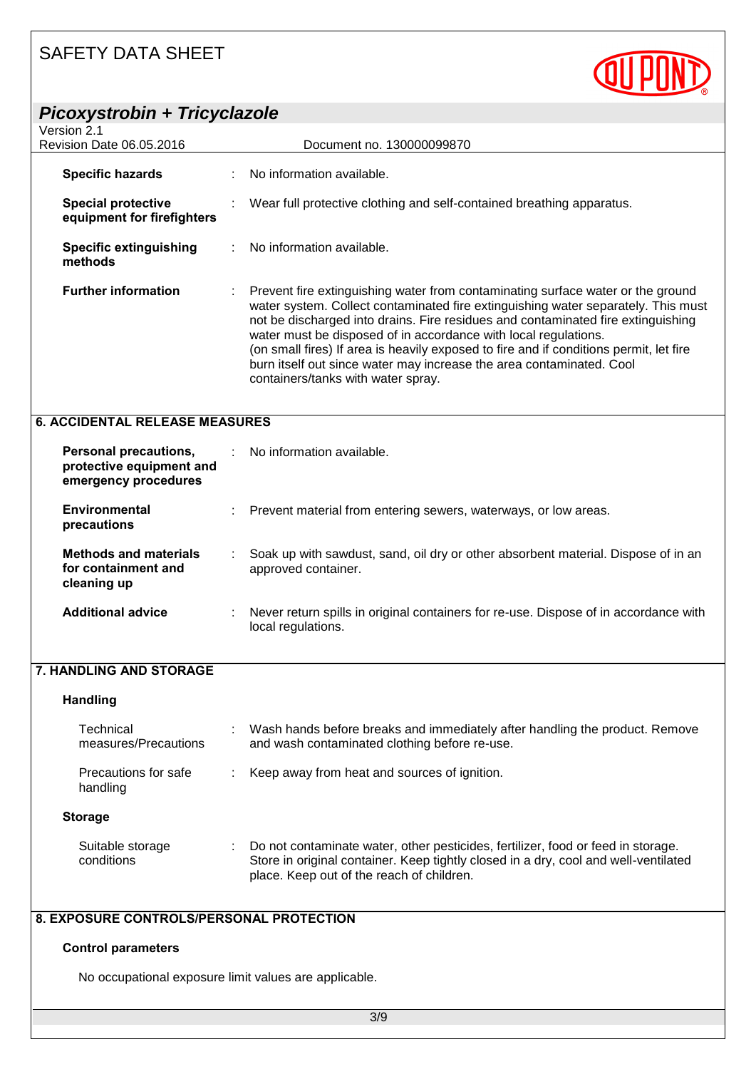| | | |
|---|---|---|
| **Specific hazards** | : | No information available. |
| **Special protective equipment for firefighters** | : | Wear full protective clothing and self-contained breathing apparatus. |
| **Specific extinguishing methods** | : | No information available. |
| **Further information** | : | Prevent fire extinguishing water from contaminating surface water or the ground water system. Collect contaminated fire extinguishing water separately. This must not be discharged into drains. Fire residues and contaminated fire extinguishing water must be disposed of in accordance with local regulations. (on small fires) If area is heavily exposed to fire and if conditions permit, let fire burn itself out since water may increase the area contaminated. Cool containers/tanks with water spray. |

## 6. ACCIDENTAL RELEASE MEASURES

| | | |
|---|---|---|
| **Personal precautions, protective equipment and emergency procedures** | : | No information available. |
| **Environmental precautions** | : | Prevent material from entering sewers, waterways, or low areas. |
| **Methods and materials for containment and cleaning up** | : | Soak up with sawdust, sand, oil dry or other absorbent material. Dispose of in an approved container. |
| **Additional advice** | : | Never return spills in original containers for re-use. Dispose of in accordance with local regulations. |

## 7. HANDLING AND STORAGE

### Handling

| | | |
|---|---|---|
| Technical measures/Precautions | : | Wash hands before breaks and immediately after handling the product. Remove and wash contaminated clothing before re-use. |
| Precautions for safe handling | : | Keep away from heat and sources of ignition. |

### Storage

| | | |
|---|---|---|
| Suitable storage conditions | : | Do not contaminate water, other pesticides, fertilizer, food or feed in storage. Store in original container. Keep tightly closed in a dry, cool and well-ventilated place. Keep out of the reach of children. |

## 8. EXPOSURE CONTROLS/PERSONAL PROTECTION

### Control parameters

No occupational exposure limit values are applicable.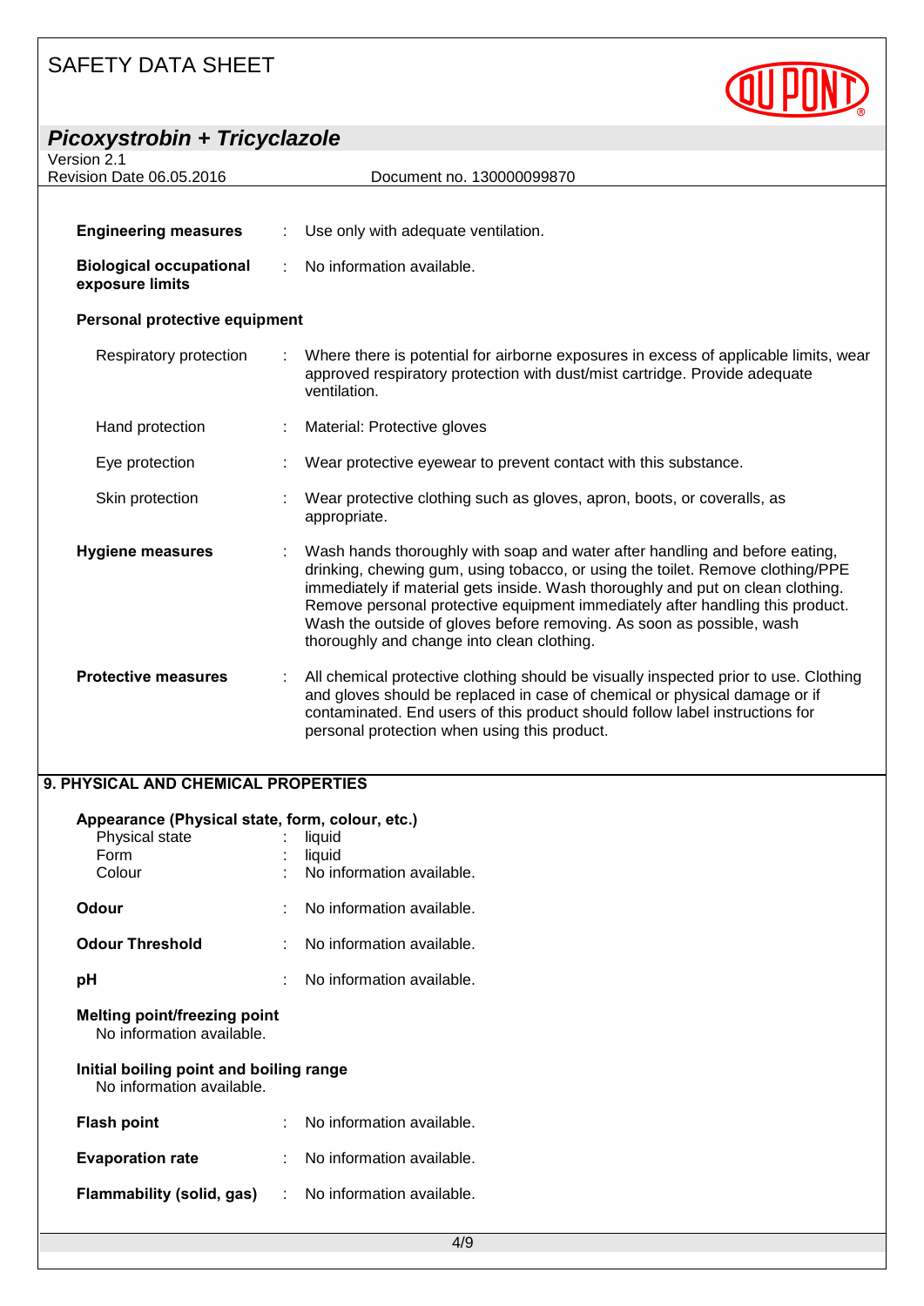**Engineering measures** : Use only with adequate ventilation.

**Biological occupational exposure limits** : No information available.

**Personal protective equipment**

Respiratory protection : Where there is potential for airborne exposures in excess of applicable limits, wear approved respiratory protection with dust/mist cartridge. Provide adequate ventilation.

Hand protection : Material: Protective gloves

Eye protection : Wear protective eyewear to prevent contact with this substance.

Skin protection : Wear protective clothing such as gloves, apron, boots, or coveralls, as appropriate.

**Hygiene measures** : Wash hands thoroughly with soap and water after handling and before eating, drinking, chewing gum, using tobacco, or using the toilet. Remove clothing/PPE immediately if material gets inside. Wash thoroughly and put on clean clothing. Remove personal protective equipment immediately after handling this product. Wash the outside of gloves before removing. As soon as possible, wash thoroughly and change into clean clothing.

**Protective measures** : All chemical protective clothing should be visually inspected prior to use. Clothing and gloves should be replaced in case of chemical or physical damage or if contaminated. End users of this product should follow label instructions for personal protection when using this product.

## 9. PHYSICAL AND CHEMICAL PROPERTIES

**Appearance (Physical state, form, colour, etc.)**

Physical state : liquid
Form : liquid
Colour : No information available.

**Odour** : No information available.

**Odour Threshold** : No information available.

**pH** : No information available.

**Melting point/freezing point**
No information available.

**Initial boiling point and boiling range**
No information available.

**Flash point** : No information available.

**Evaporation rate** : No information available.

**Flammability (solid, gas)** : No information available.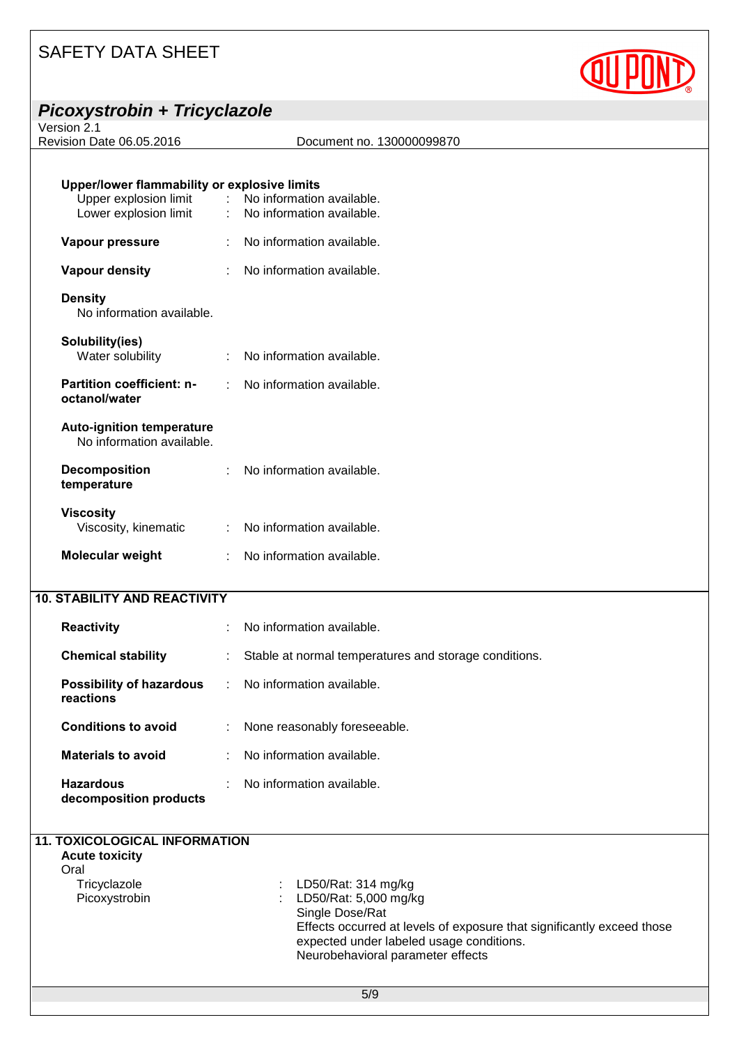**Upper/lower flammability or explosive limits**

| | | |
|---|---|---|
| Upper explosion limit | : | No information available. |
| Lower explosion limit | : | No information available. |

**Vapour pressure** : No information available.

**Vapour density** : No information available.

**Density**
No information available.

**Solubility(ies)**
Water solubility : No information available.

**Partition coefficient: n-octanol/water** : No information available.

**Auto-ignition temperature**
No information available.

**Decomposition temperature** : No information available.

**Viscosity**
Viscosity, kinematic : No information available.

**Molecular weight** : No information available.

## 10. STABILITY AND REACTIVITY

**Reactivity** : No information available.

**Chemical stability** : Stable at normal temperatures and storage conditions.

**Possibility of hazardous reactions** : No information available.

**Conditions to avoid** : None reasonably foreseeable.

**Materials to avoid** : No information available.

**Hazardous decomposition products** : No information available.

## 11. TOXICOLOGICAL INFORMATION

**Acute toxicity**

Oral

Tricyclazole : LD50/Rat: 314 mg/kg

Picoxystrobin : LD50/Rat: 5,000 mg/kg
Single Dose/Rat
Effects occurred at levels of exposure that significantly exceed those expected under labeled usage conditions.
Neurobehavioral parameter effects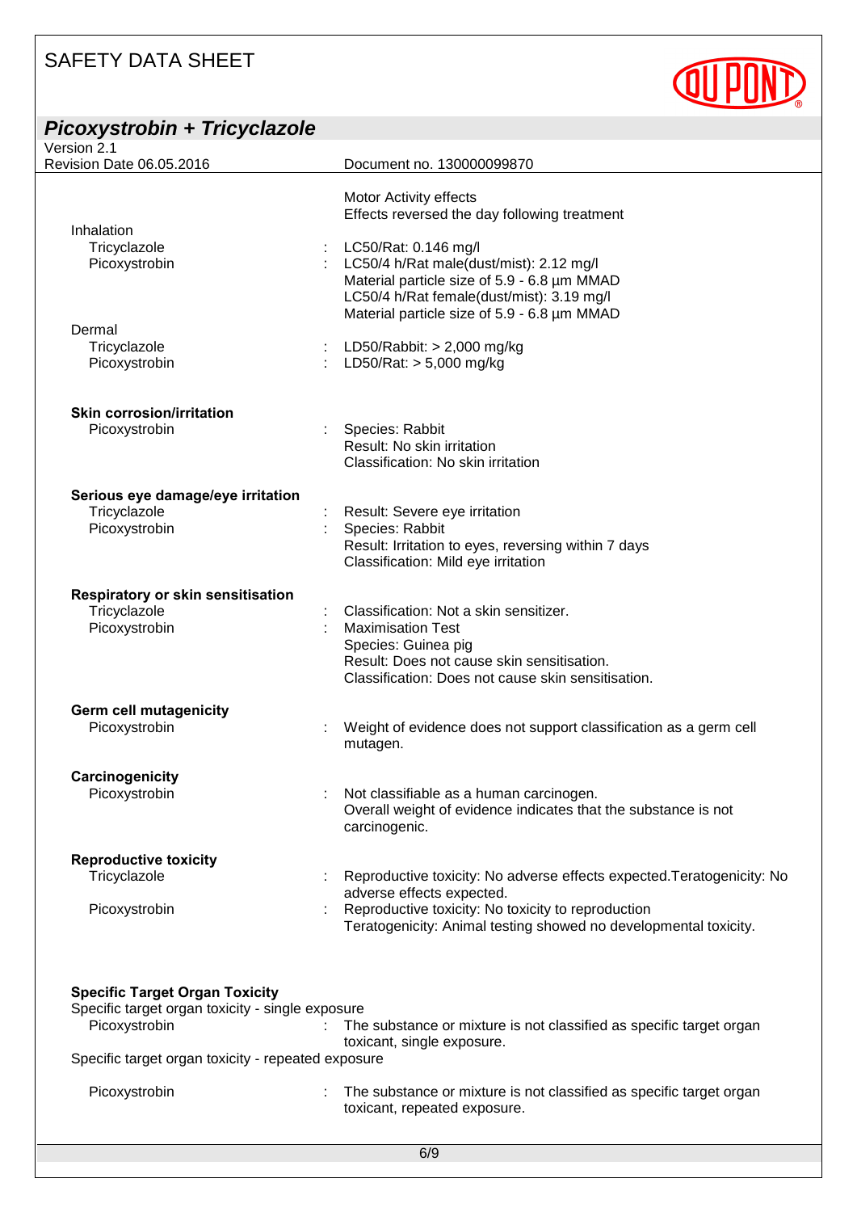| | |
|---|---|
| | Motor Activity effects<br>Effects reversed the day following treatment |
| **Inhalation** | |
| Tricyclazole | : LC50/Rat: 0.146 mg/l |
| Picoxystrobin | : LC50/4 h/Rat male(dust/mist): 2.12 mg/l<br>Material particle size of 5.9 - 6.8 µm MMAD<br>LC50/4 h/Rat female(dust/mist): 3.19 mg/l<br>Material particle size of 5.9 - 6.8 µm MMAD |
| **Dermal** | |
| Tricyclazole | : LD50/Rabbit: > 2,000 mg/kg |
| Picoxystrobin | : LD50/Rat: > 5,000 mg/kg |

**Skin corrosion/irritation**

| | |
|---|---|
| Picoxystrobin | : Species: Rabbit<br>Result: No skin irritation<br>Classification: No skin irritation |

**Serious eye damage/eye irritation**

| | |
|---|---|
| Tricyclazole | : Result: Severe eye irritation |
| Picoxystrobin | : Species: Rabbit<br>Result: Irritation to eyes, reversing within 7 days<br>Classification: Mild eye irritation |

**Respiratory or skin sensitisation**

| | |
|---|---|
| Tricyclazole | : Classification: Not a skin sensitizer. |
| Picoxystrobin | : Maximisation Test<br>Species: Guinea pig<br>Result: Does not cause skin sensitisation.<br>Classification: Does not cause skin sensitisation. |

**Germ cell mutagenicity**

| | |
|---|---|
| Picoxystrobin | : Weight of evidence does not support classification as a germ cell mutagen. |

**Carcinogenicity**

| | |
|---|---|
| Picoxystrobin | : Not classifiable as a human carcinogen.<br>Overall weight of evidence indicates that the substance is not carcinogenic. |

**Reproductive toxicity**

| | |
|---|---|
| Tricyclazole | : Reproductive toxicity: No adverse effects expected.Teratogenicity: No adverse effects expected. |
| Picoxystrobin | : Reproductive toxicity: No toxicity to reproduction<br>Teratogenicity: Animal testing showed no developmental toxicity. |

**Specific Target Organ Toxicity**

Specific target organ toxicity - single exposure

| | |
|---|---|
| Picoxystrobin | : The substance or mixture is not classified as specific target organ toxicant, single exposure. |

Specific target organ toxicity - repeated exposure

| | |
|---|---|
| Picoxystrobin | : The substance or mixture is not classified as specific target organ toxicant, repeated exposure. |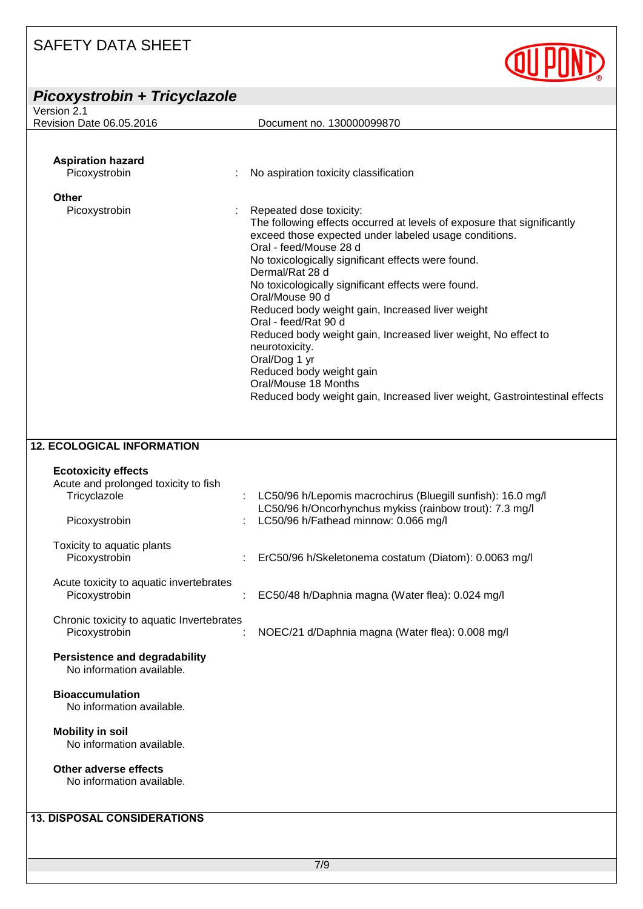**Aspiration hazard**

Picoxystrobin : No aspiration toxicity classification

**Other**

Picoxystrobin : Repeated dose toxicity:
The following effects occurred at levels of exposure that significantly exceed those expected under labeled usage conditions.
Oral - feed/Mouse 28 d
No toxicologically significant effects were found.
Dermal/Rat 28 d
No toxicologically significant effects were found.
Oral/Mouse 90 d
Reduced body weight gain, Increased liver weight
Oral - feed/Rat 90 d
Reduced body weight gain, Increased liver weight, No effect to neurotoxicity.
Oral/Dog 1 yr
Reduced body weight gain
Oral/Mouse 18 Months
Reduced body weight gain, Increased liver weight, Gastrointestinal effects

## 12. ECOLOGICAL INFORMATION

**Ecotoxicity effects**

Acute and prolonged toxicity to fish

Tricyclazole : LC50/96 h/Lepomis macrochirus (Bluegill sunfish): 16.0 mg/l
LC50/96 h/Oncorhynchus mykiss (rainbow trout): 7.3 mg/l

Picoxystrobin : LC50/96 h/Fathead minnow: 0.066 mg/l

Toxicity to aquatic plants

Picoxystrobin : ErC50/96 h/Skeletonema costatum (Diatom): 0.0063 mg/l

Acute toxicity to aquatic invertebrates

Picoxystrobin : EC50/48 h/Daphnia magna (Water flea): 0.024 mg/l

Chronic toxicity to aquatic Invertebrates

Picoxystrobin : NOEC/21 d/Daphnia magna (Water flea): 0.008 mg/l

**Persistence and degradability**

No information available.

**Bioaccumulation**

No information available.

**Mobility in soil**

No information available.

**Other adverse effects**

No information available.

## 13. DISPOSAL CONSIDERATIONS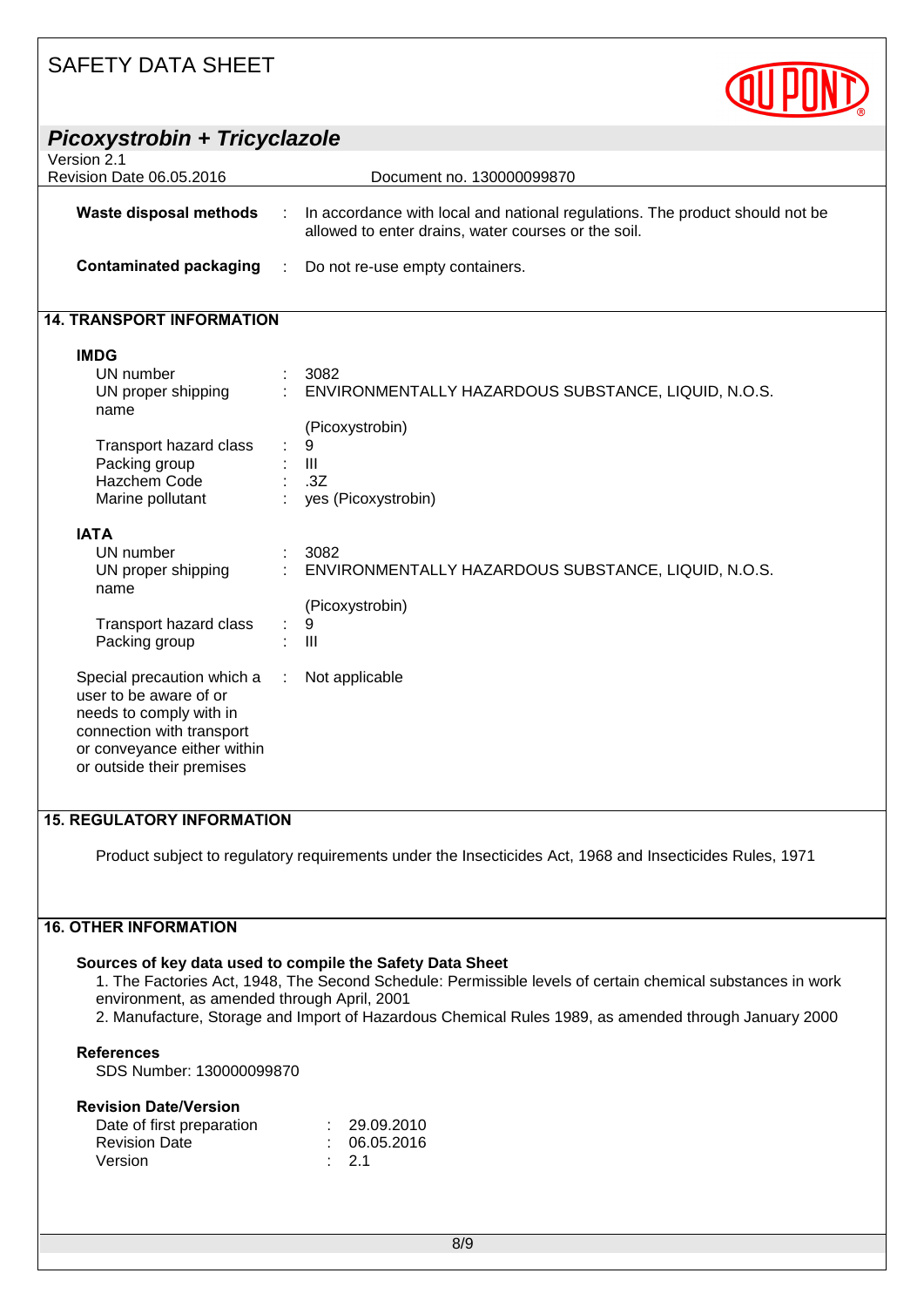**Waste disposal methods** : In accordance with local and national regulations. The product should not be allowed to enter drains, water courses or the soil.

**Contaminated packaging** : Do not re-use empty containers.

## 14. TRANSPORT INFORMATION

**IMDG**

| | | |
|---|---|---|
| UN number | : | 3082 |
| UN proper shipping name | : | ENVIRONMENTALLY HAZARDOUS SUBSTANCE, LIQUID, N.O.S. (Picoxystrobin) |
| Transport hazard class | : | 9 |
| Packing group | : | III |
| Hazchem Code | : | .3Z |
| Marine pollutant | : | yes (Picoxystrobin) |

**IATA**

| | | |
|---|---|---|
| UN number | : | 3082 |
| UN proper shipping name | : | ENVIRONMENTALLY HAZARDOUS SUBSTANCE, LIQUID, N.O.S. (Picoxystrobin) |
| Transport hazard class | : | 9 |
| Packing group | : | III |

Special precaution which a user to be aware of or needs to comply with in connection with transport or conveyance either within or outside their premises : Not applicable

## 15. REGULATORY INFORMATION

Product subject to regulatory requirements under the Insecticides Act, 1968 and Insecticides Rules, 1971

## 16. OTHER INFORMATION

**Sources of key data used to compile the Safety Data Sheet**

1. The Factories Act, 1948, The Second Schedule: Permissible levels of certain chemical substances in work environment, as amended through April, 2001
2. Manufacture, Storage and Import of Hazardous Chemical Rules 1989, as amended through January 2000

**References**

SDS Number: 130000099870

**Revision Date/Version**

| | | |
|---|---|---|
| Date of first preparation | : | 29.09.2010 |
| Revision Date | : | 06.05.2016 |
| Version | : | 2.1 |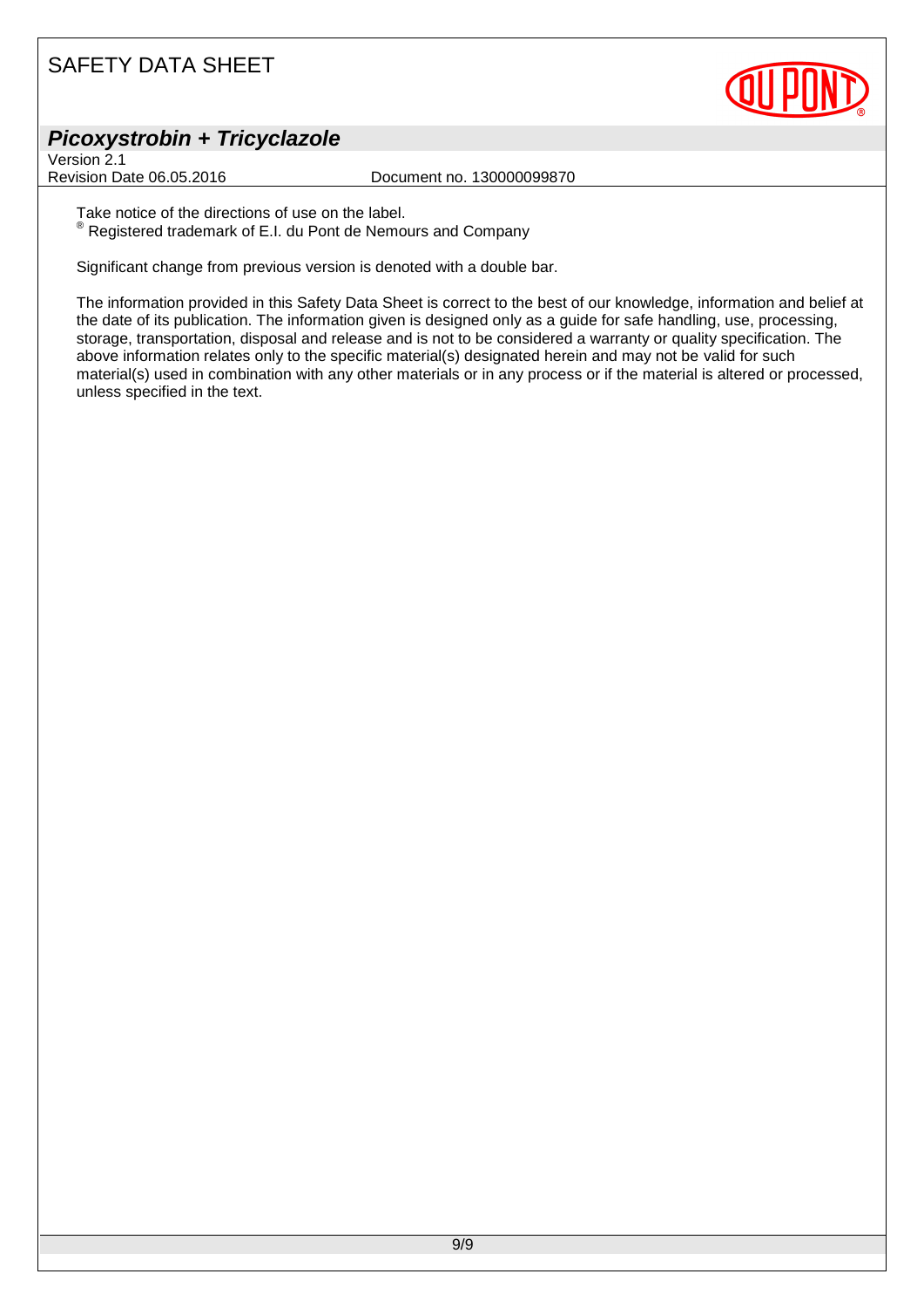Take notice of the directions of use on the label.
® Registered trademark of E.I. du Pont de Nemours and Company

Significant change from previous version is denoted with a double bar.

The information provided in this Safety Data Sheet is correct to the best of our knowledge, information and belief at the date of its publication. The information given is designed only as a guide for safe handling, use, processing, storage, transportation, disposal and release and is not to be considered a warranty or quality specification. The above information relates only to the specific material(s) designated herein and may not be valid for such material(s) used in combination with any other materials or in any process or if the material is altered or processed, unless specified in the text.